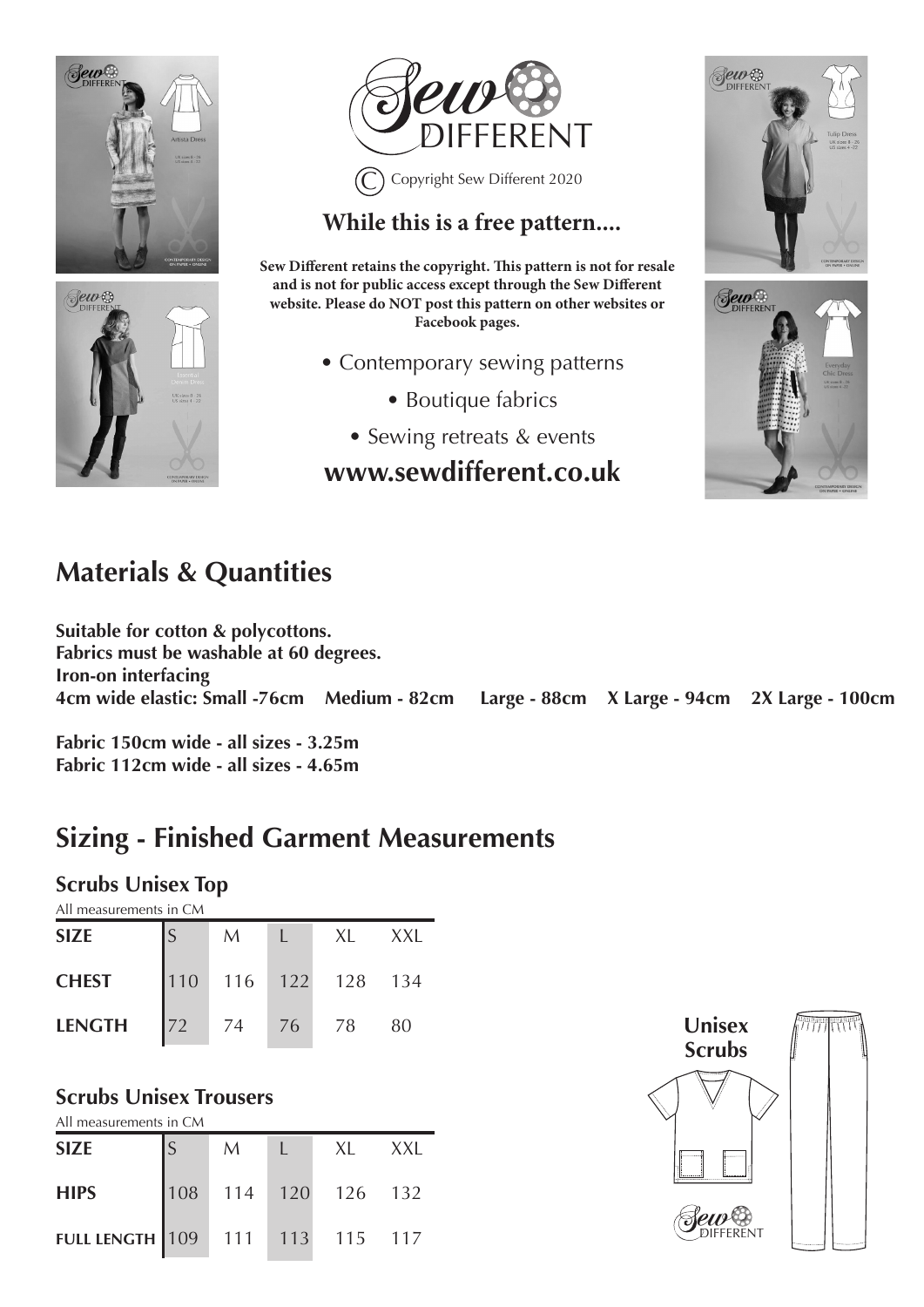# Sew DIFFERENT

© Copyright Sew Different 2020

## While this is a free pattern....

**Sew Different retains the copyright. This pattern is not for resale and is not for public access except through the Sew Different website. Please do NOT post this pattern on other websites or Facebook pages.**

- Contemporary sewing patterns
- Boutique fabrics
- Sewing retreats & events

**www.sewdifferent.co.uk**

## Materials & Quantities

**Suitable for cotton & polycottons.**
**Fabrics must be washable at 60 degrees.**
**Iron-on interfacing**
**4cm wide elastic: Small -76cm Medium - 82cm Large - 88cm X Large - 94cm 2X Large - 100cm**

**Fabric 150cm wide - all sizes - 3.25m**
**Fabric 112cm wide - all sizes - 4.65m**

## Sizing - Finished Garment Measurements

### Scrubs Unisex Top

All measurements in CM

| SIZE | S | M | L | XL | XXL |
|---|---|---|---|---|---|
| CHEST | 110 | 116 | 122 | 128 | 134 |
| LENGTH | 72 | 74 | 76 | 78 | 80 |

### Scrubs Unisex Trousers

All measurements in CM

| SIZE | S | M | L | XL | XXL |
|---|---|---|---|---|---|
| HIPS | 108 | 114 | 120 | 126 | 132 |
| FULL LENGTH | 109 | 111 | 113 | 115 | 117 |

Unisex Scrubs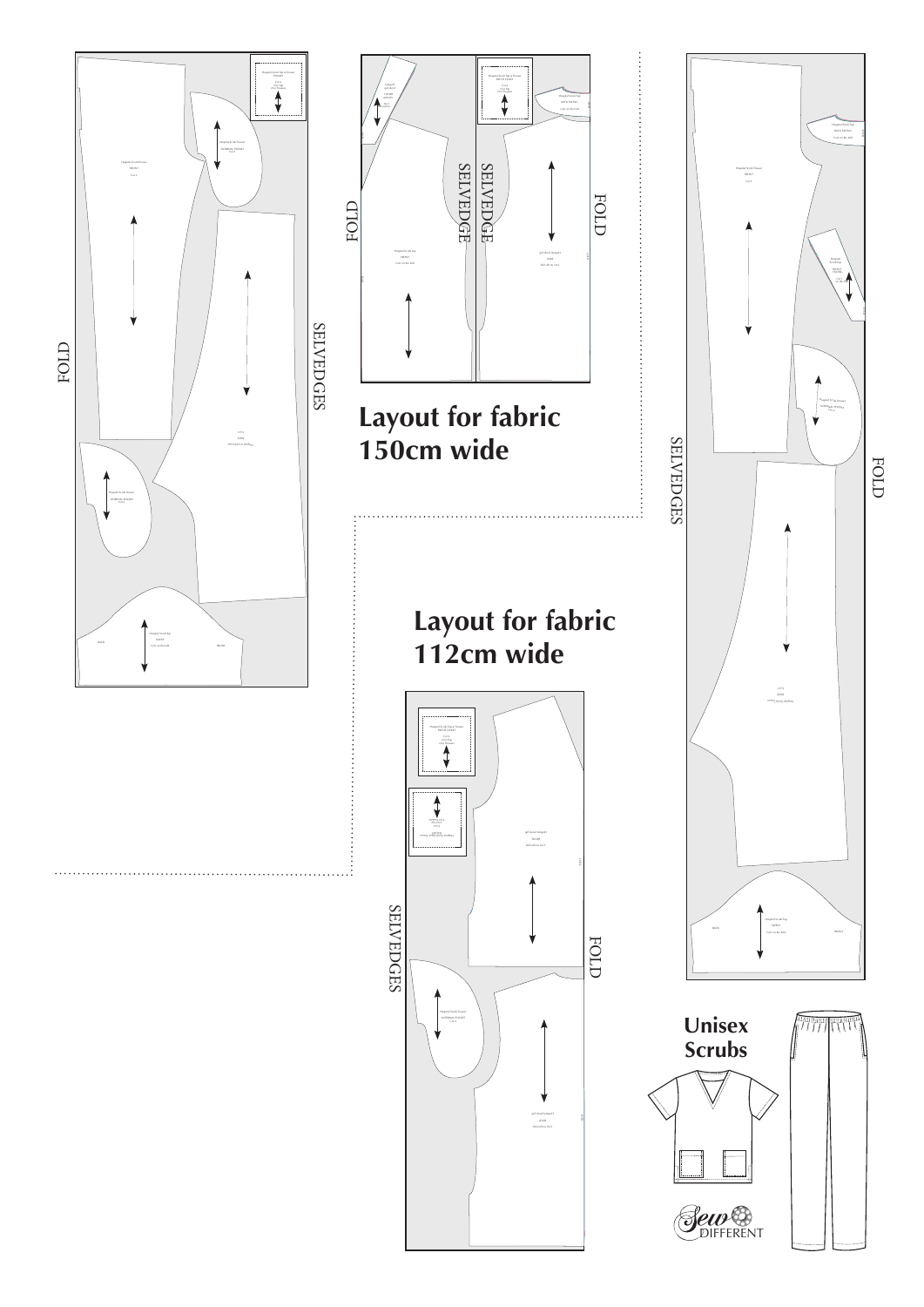# Layout for fabric 150cm wide

# Layout for fabric 112cm wide

FOLD

SELVEDGES

SELVEDGE

SELVEDGE

FOLD

FOLD

SELVEDGES

FOLD

SELVEDGES

FOLD

## Unisex Scrubs

Sew DIFFERENT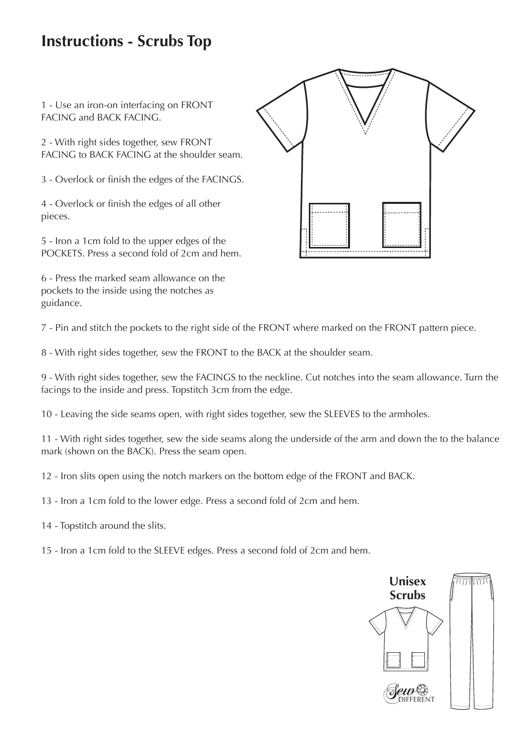# Instructions - Scrubs Top

1 - Use an iron-on interfacing on FRONT FACING and BACK FACING.

2 - With right sides together, sew FRONT FACING to BACK FACING at the shoulder seam.

3 - Overlock or finish the edges of the FACINGS.

4 - Overlock or finish the edges of all other pieces.

5 - Iron a 1cm fold to the upper edges of the POCKETS. Press a second fold of 2cm and hem.

6 - Press the marked seam allowance on the pockets to the inside using the notches as guidance.

7 - Pin and stitch the pockets to the right side of the FRONT where marked on the FRONT pattern piece.

8 - With right sides together, sew the FRONT to the BACK at the shoulder seam.

9 - With right sides together, sew the FACINGS to the neckline. Cut notches into the seam allowance. Turn the facings to the inside and press. Topstitch 3cm from the edge.

10 - Leaving the side seams open, with right sides together, sew the SLEEVES to the armholes.

11 - With right sides together, sew the side seams along the underside of the arm and down the to the balance mark (shown on the BACK). Press the seam open.

12 - Iron slits open using the notch markers on the bottom edge of the FRONT and BACK.

13 - Iron a 1cm fold to the lower edge. Press a second fold of 2cm and hem.

14 - Topstitch around the slits.

15 - Iron a 1cm fold to the SLEEVE edges. Press a second fold of 2cm and hem.

**Unisex Scrubs**

Sew DIFFERENT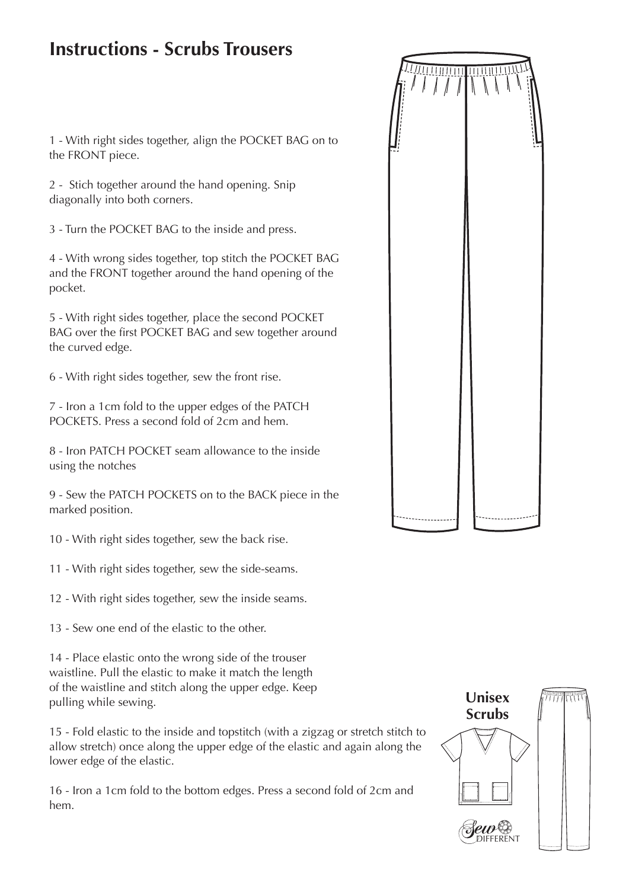# Instructions - Scrubs Trousers

1 - With right sides together, align the POCKET BAG on to the FRONT piece.

2 - Stich together around the hand opening. Snip diagonally into both corners.

3 - Turn the POCKET BAG to the inside and press.

4 - With wrong sides together, top stitch the POCKET BAG and the FRONT together around the hand opening of the pocket.

5 - With right sides together, place the second POCKET BAG over the first POCKET BAG and sew together around the curved edge.

6 - With right sides together, sew the front rise.

7 - Iron a 1cm fold to the upper edges of the PATCH POCKETS. Press a second fold of 2cm and hem.

8 - Iron PATCH POCKET seam allowance to the inside using the notches

9 - Sew the PATCH POCKETS on to the BACK piece in the marked position.

10 - With right sides together, sew the back rise.

11 - With right sides together, sew the side-seams.

12 - With right sides together, sew the inside seams.

13 - Sew one end of the elastic to the other.

14 - Place elastic onto the wrong side of the trouser waistline. Pull the elastic to make it match the length of the waistline and stitch along the upper edge. Keep pulling while sewing.

15 - Fold elastic to the inside and topstitch (with a zigzag or stretch stitch to allow stretch) once along the upper edge of the elastic and again along the lower edge of the elastic.

16 - Iron a 1cm fold to the bottom edges. Press a second fold of 2cm and hem.

**Unisex Scrubs**

Sew DIFFERENT